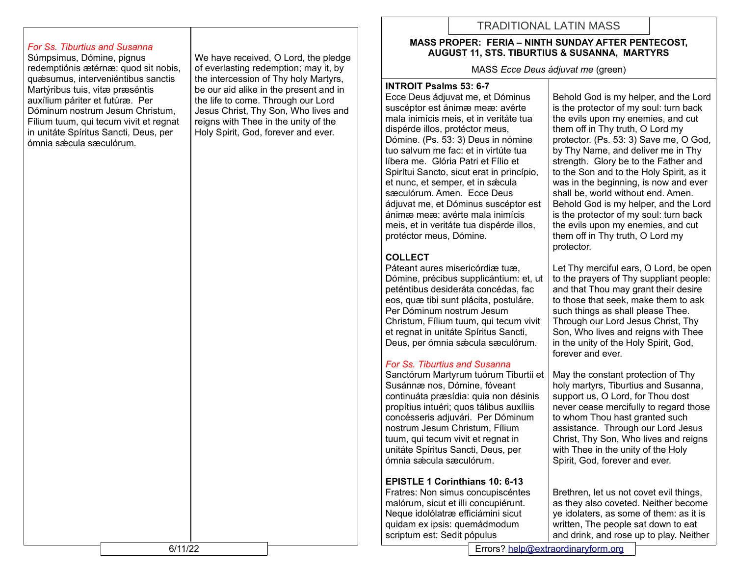*For Ss. Tiburtius and Susanna*

Súmpsimus, Dómine, pignus redemptiónis ætérnæ: quod sit nobis, quǽsumus, interveniéntibus sanctis Martýribus tuis, vitæ præséntis auxílium páriter et futúræ. Per Dóminum nostrum Jesum Christum, Fílium tuum, qui tecum vivit et regnat in unitáte Spíritus Sancti, Deus, per ómnia sǽcula sæculórum.

We have received, O Lord, the pledge of everlasting redemption; may it, by the intercession of Thy holy Martyrs, be our aid alike in the present and in the life to come. Through our Lord Jesus Christ, Thy Son, Who lives and reigns with Thee in the unity of the Holy Spirit, God, forever and ever.

6/11/22

# TRADITIONAL LATIN MASS

**MASS PROPER: FERIA – NINTH SUNDAY AFTER PENTECOST, AUGUST 11, STS. TIBURTIUS & SUSANNA, MARTYRS**

MASS *Ecce Deus ádjuvat me* (green)

**INTROIT Psalms 53: 6-7**

Ecce Deus ádjuvat me, et Dóminus suscéptor est ánimæ meæ: avérte mala inimícis meis, et in veritáte tua dispérde illos, protéctor meus, Dómine. (Ps. 53: 3) Deus in nómine tuo salvum me fac: et in virtúte tua líbera me. Glória Patri et Fílio et Spirítui Sancto, sicut erat in princípio, et nunc, et semper, et in sǽcula sæculórum. Amen. Ecce Deus ádjuvat me, et Dóminus suscéptor est ánimæ meæ: avérte mala inimícis meis, et in veritáte tua dispérde illos, protéctor meus, Dómine.

Behold God is my helper, and the Lord is the protector of my soul: turn back the evils upon my enemies, and cut them off in Thy truth, O Lord my protector. (Ps. 53: 3) Save me, O God, by Thy Name, and deliver me in Thy strength. Glory be to the Father and to the Son and to the Holy Spirit, as it was in the beginning, is now and ever shall be, world without end. Amen. Behold God is my helper, and the Lord is the protector of my soul: turn back the evils upon my enemies, and cut them off in Thy truth, O Lord my protector.

**COLLECT**

Páteant aures misericórdiæ tuæ, Dómine, précibus supplicántium: et, ut peténtibus desideráta concédas, fac eos, quæ tibi sunt plácita, postuláre. Per Dóminum nostrum Jesum Christum, Fílium tuum, qui tecum vivit et regnat in unitáte Spíritus Sancti, Deus, per ómnia sǽcula sæculórum.

Let Thy merciful ears, O Lord, be open to the prayers of Thy suppliant people: and that Thou may grant their desire to those that seek, make them to ask such things as shall please Thee. Through our Lord Jesus Christ, Thy Son, Who lives and reigns with Thee in the unity of the Holy Spirit, God, forever and ever.

*For Ss. Tiburtius and Susanna*

Sanctórum Martyrum tuórum Tiburtii et Susánnæ nos, Dómine, fóveant continuáta præsídia: quia non désinis propítius intuéri; quos tálibus auxíliis concésseris adjuvári. Per Dóminum nostrum Jesum Christum, Fílium tuum, qui tecum vivit et regnat in unitáte Spíritus Sancti, Deus, per ómnia sǽcula sæculórum.

May the constant protection of Thy holy martyrs, Tiburtius and Susanna, support us, O Lord, for Thou dost never cease mercifully to regard those to whom Thou hast granted such assistance. Through our Lord Jesus Christ, Thy Son, Who lives and reigns with Thee in the unity of the Holy Spirit, God, forever and ever.

**EPISTLE 1 Corinthians 10: 6-13**

Fratres: Non simus concupiscéntes malórum, sicut et illi concupiérunt. Neque idolólatræ efficiámini sicut quidam ex ipsis: quemádmodum scriptum est: Sedit pópulus

Brethren, let us not covet evil things, as they also coveted. Neither become ye idolaters, as some of them: as it is written, The people sat down to eat and drink, and rose up to play. Neither

Errors? help@extraordinaryform.org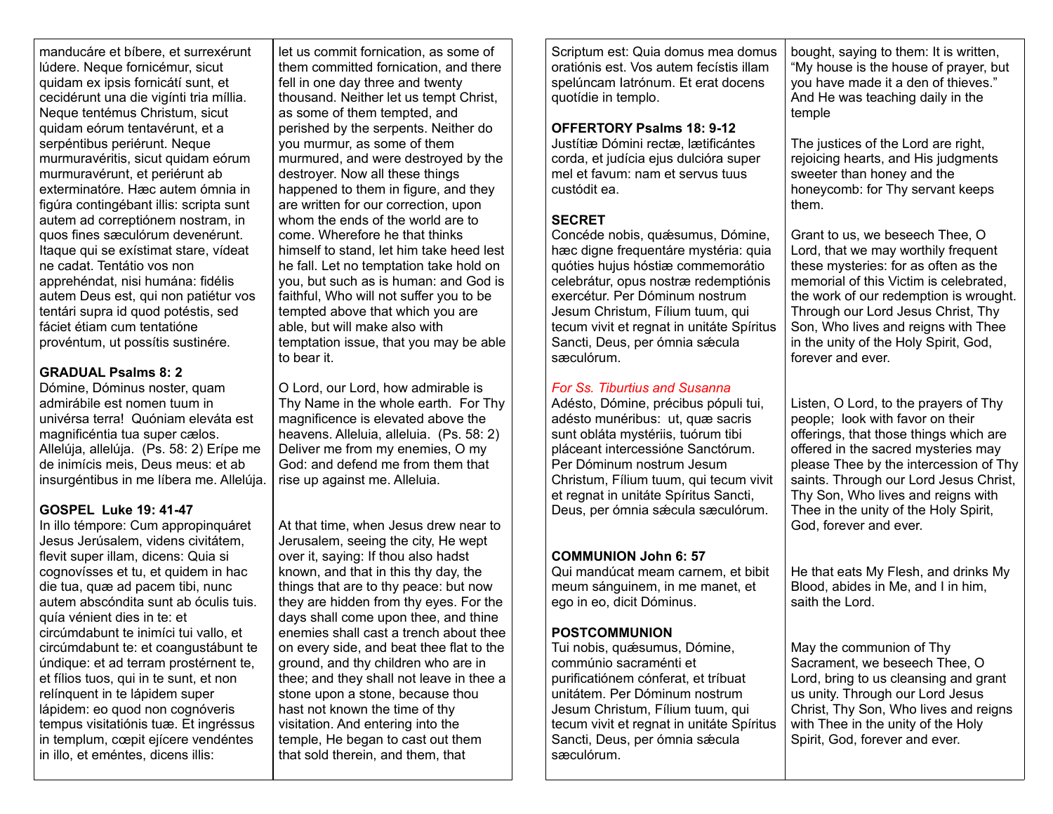manducáre et bíbere, et surrexérunt lúdere. Neque fornicémur, sicut quidam ex ipsis fornicátí sunt, et cecidérunt una die vigínti tria míllia. Neque tentémus Christum, sicut quidam eórum tentavérunt, et a serpéntibus periérunt. Neque murmuravéritis, sicut quidam eórum murmuravérunt, et periérunt ab exterminatóre. Hæc autem ómnia in figúra contingébant illis: scripta sunt autem ad correptiónem nostram, in quos fines sæculórum devenérunt. Itaque qui se exístimat stare, vídeat ne cadat. Tentátio vos non apprehéndat, nisi humána: fidélis autem Deus est, qui non patiétur vos tentári supra id quod potéstis, sed fáciet étiam cum tentatióne provéntum, ut possítis sustinére.

let us commit fornication, as some of them committed fornication, and there fell in one day three and twenty thousand. Neither let us tempt Christ, as some of them tempted, and perished by the serpents. Neither do you murmur, as some of them murmured, and were destroyed by the destroyer. Now all these things happened to them in figure, and they are written for our correction, upon whom the ends of the world are to come. Wherefore he that thinks himself to stand, let him take heed lest he fall. Let no temptation take hold on you, but such as is human: and God is faithful, Who will not suffer you to be tempted above that which you are able, but will make also with temptation issue, that you may be able to bear it.

**GRADUAL Psalms 8: 2**

Dómine, Dóminus noster, quam admirábile est nomen tuum in univérsa terra! Quóniam eleváta est magnificéntia tua super cælos. Allelúja, allelúja. (Ps. 58: 2) Erípe me de inimícis meis, Deus meus: et ab insurgéntibus in me líbera me. Allelúja.

O Lord, our Lord, how admirable is Thy Name in the whole earth. For Thy magnificence is elevated above the heavens. Alleluia, alleluia. (Ps. 58: 2) Deliver me from my enemies, O my God: and defend me from them that rise up against me. Alleluia.

**GOSPEL Luke 19: 41-47**

In illo témpore: Cum appropinquáret Jesus Jerúsalem, videns civitátem, flevit super illam, dicens: Quia si cognovísses et tu, et quidem in hac die tua, quæ ad pacem tibi, nunc autem abscóndita sunt ab óculis tuis. quía vénient dies in te: et circúmdabunt te inimíci tui vallo, et circúmdabunt te: et coangustábunt te úndique: et ad terram prostérnent te, et fílios tuos, qui in te sunt, et non relínquent in te lápidem super lápidem: eo quod non cognóveris tempus visitatiónis tuæ. Et ingréssus in templum, cœpit ejícere vendéntes in illo, et eméntes, dicens illis: Scriptum est: Quia domus mea domus oratiónis est. Vos autem fecístis illam spelúncam latrónum. Et erat docens quotídie in templo.

At that time, when Jesus drew near to Jerusalem, seeing the city, He wept over it, saying: If thou also hadst known, and that in this thy day, the things that are to thy peace: but now they are hidden from thy eyes. For the days shall come upon thee, and thine enemies shall cast a trench about thee and compass thee round, and straiten thee on every side, and beat thee flat to the ground, and thy children who are in thee; and they shall not leave in thee a stone upon a stone, because thou hast not known the time of thy visitation. And entering into the temple, He began to cast out them that sold therein, and them, that bought, saying to them: It is written, “My house is the house of prayer, but you have made it a den of thieves.” And He was teaching daily in the temple

**OFFERTORY Psalms 18: 9-12**

Justítiæ Dómini rectæ, lætificántes corda, et judícia ejus dulcióra super mel et favum: nam et servus tuus custódit ea.

The justices of the Lord are right, rejoicing hearts, and His judgments sweeter than honey and the honeycomb: for Thy servant keeps them.

**SECRET**

Concéde nobis, quǽsumus, Dómine, hæc digne frequentáre mystéria: quia quóties hujus hóstiæ commemorátio celebrátur, opus nostræ redemptiónis exercétur. Per Dóminum nostrum Jesum Christum, Fílium tuum, qui tecum vivit et regnat in unitáte Spíritus Sancti, Deus, per ómnia sǽcula sæculórum.

Grant to us, we beseech Thee, O Lord, that we may worthily frequent these mysteries: for as often as the memorial of this Victim is celebrated, the work of our redemption is wrought. Through our Lord Jesus Christ, Thy Son, Who lives and reigns with Thee in the unity of the Holy Spirit, God, forever and ever.

*For Ss. Tiburtius and Susanna*

Adésto, Dómine, précibus pópuli tui, adésto munéribus: ut, quæ sacris sunt obláta mystériis, tuórum tibi pláceant intercessióne Sanctórum. Per Dóminum nostrum Jesum Christum, Fílium tuum, qui tecum vivit et regnat in unitáte Spíritus Sancti, Deus, per ómnia sǽcula sæculórum.

Listen, O Lord, to the prayers of Thy people; look with favor on their offerings, that those things which are offered in the sacred mysteries may please Thee by the intercession of Thy saints. Through our Lord Jesus Christ, Thy Son, Who lives and reigns with Thee in the unity of the Holy Spirit, God, forever and ever.

**COMMUNION John 6: 57**

Qui mandúcat meam carnem, et bibit meum sánguinem, in me manet, et ego in eo, dicit Dóminus.

He that eats My Flesh, and drinks My Blood, abides in Me, and I in him, saith the Lord.

**POSTCOMMUNION**

Tui nobis, quǽsumus, Dómine, commúnio sacraménti et purificatiónem cónferat, et tríbuat unitátem. Per Dóminum nostrum Jesum Christum, Fílium tuum, qui tecum vivit et regnat in unitáte Spíritus Sancti, Deus, per ómnia sǽcula sæculórum.

May the communion of Thy Sacrament, we beseech Thee, O Lord, bring to us cleansing and grant us unity. Through our Lord Jesus Christ, Thy Son, Who lives and reigns with Thee in the unity of the Holy Spirit, God, forever and ever.